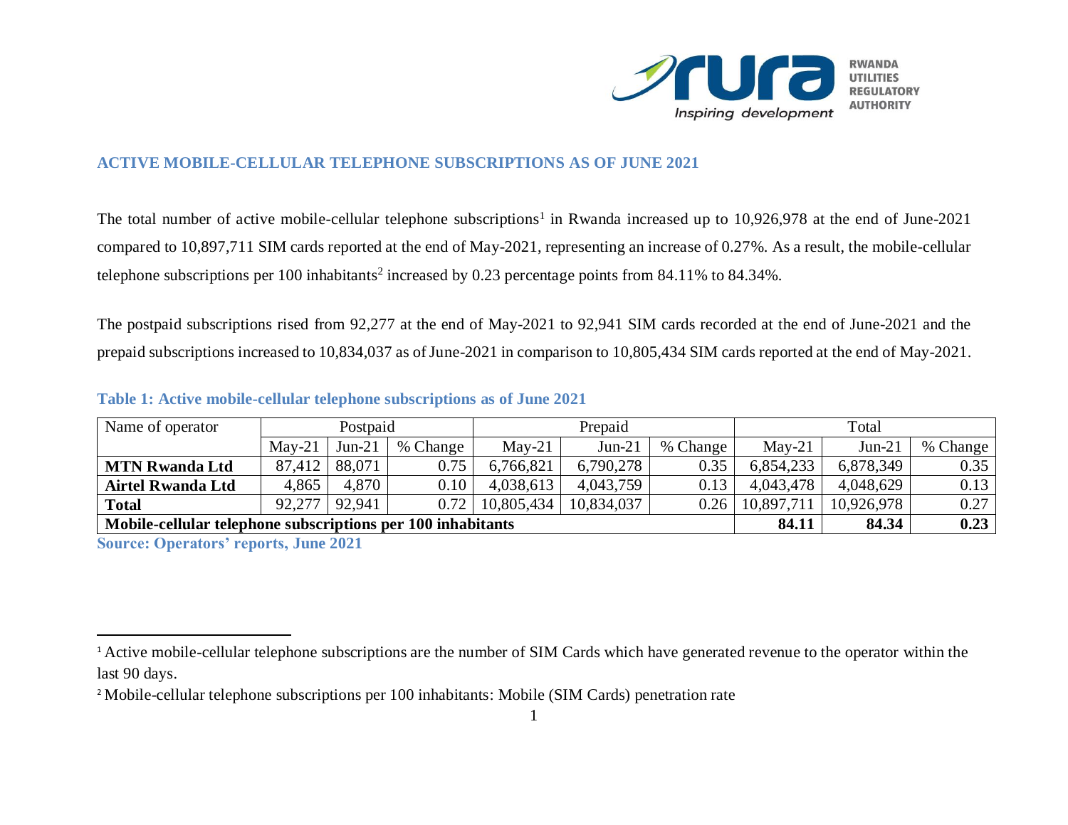## ACTIVE MOBILE-CELLULAR TELEPHONE SUBSCRIPTIONS AS OF JUNE 2021

The total number of active mobile-cellular telephone subscriptions[1] in Rwanda increased up to 10,926,978 at the end of June-2021 compared to 10,897,711 SIM cards reported at the end of May-2021, representing an increase of 0.27%. As a result, the mobile-cellular telephone subscriptions per 100 inhabitants[2] increased by 0.23 percentage points from 84.11% to 84.34%.

The postpaid subscriptions rised from 92,277 at the end of May-2021 to 92,941 SIM cards recorded at the end of June-2021 and the prepaid subscriptions increased to 10,834,037 as of June-2021 in comparison to 10,805,434 SIM cards reported at the end of May-2021.

**Table 1: Active mobile-cellular telephone subscriptions as of June 2021**

| Name of operator | Postpaid | | | Prepaid | | | Total | | |
|---|---|---|---|---|---|---|---|---|---|
| | May-21 | Jun-21 | % Change | May-21 | Jun-21 | % Change | May-21 | Jun-21 | % Change |
| **MTN Rwanda Ltd** | 87,412 | 88,071 | 0.75 | 6,766,821 | 6,790,278 | 0.35 | 6,854,233 | 6,878,349 | 0.35 |
| **Airtel Rwanda Ltd** | 4,865 | 4,870 | 0.10 | 4,038,613 | 4,043,759 | 0.13 | 4,043,478 | 4,048,629 | 0.13 |
| **Total** | 92,277 | 92,941 | 0.72 | 10,805,434 | 10,834,037 | 0.26 | 10,897,711 | 10,926,978 | 0.27 |
| **Mobile-cellular telephone subscriptions per 100 inhabitants** | | | | | | | **84.11** | **84.34** | **0.23** |

**Source: Operators' reports, June 2021**

[1] Active mobile-cellular telephone subscriptions are the number of SIM Cards which have generated revenue to the operator within the last 90 days.

[2] Mobile-cellular telephone subscriptions per 100 inhabitants: Mobile (SIM Cards) penetration rate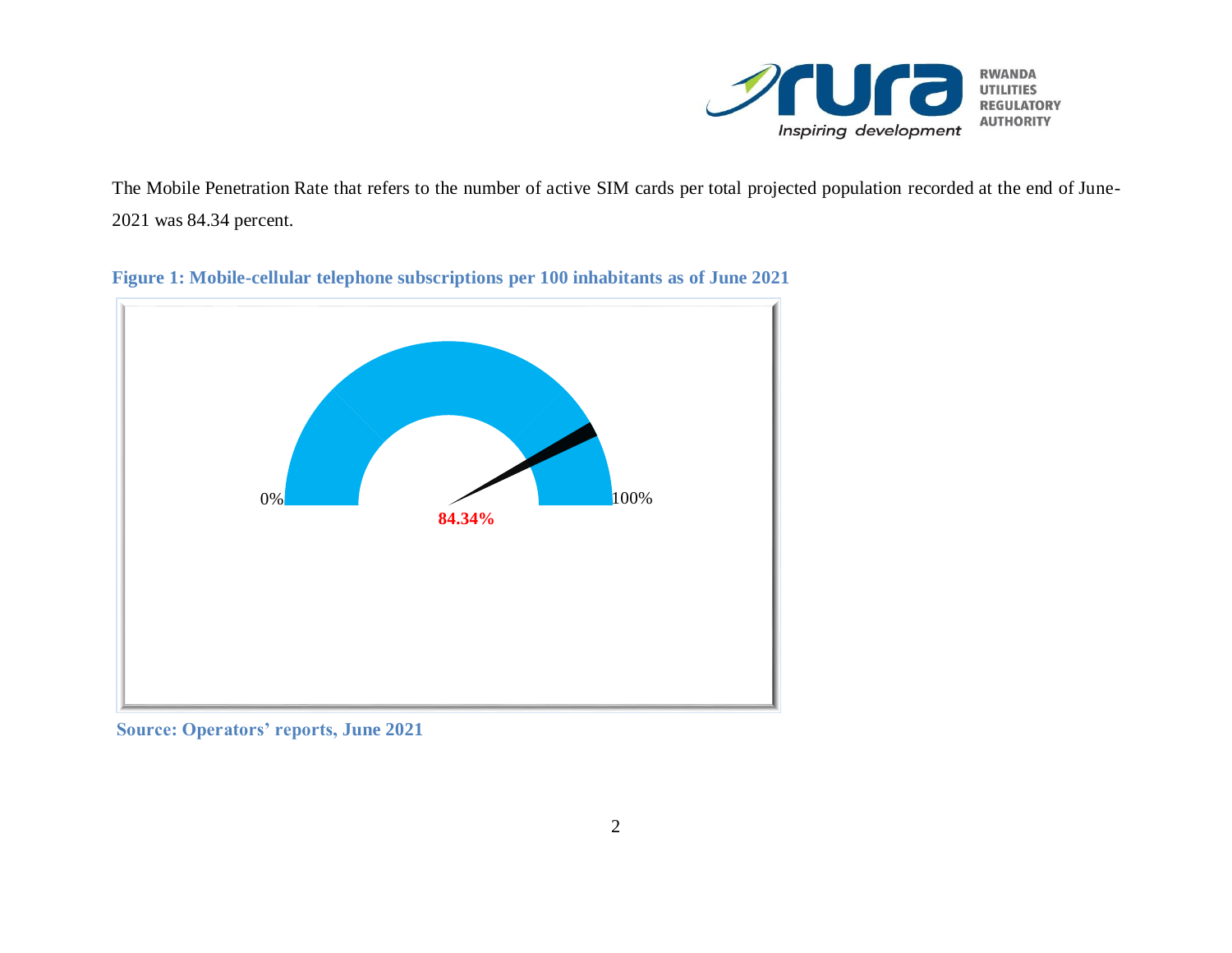The Mobile Penetration Rate that refers to the number of active SIM cards per total projected population recorded at the end of June-2021 was 84.34 percent.

**Figure 1: Mobile-cellular telephone subscriptions per 100 inhabitants as of June 2021**

0% 84.34% 100%

**Source: Operators' reports, June 2021**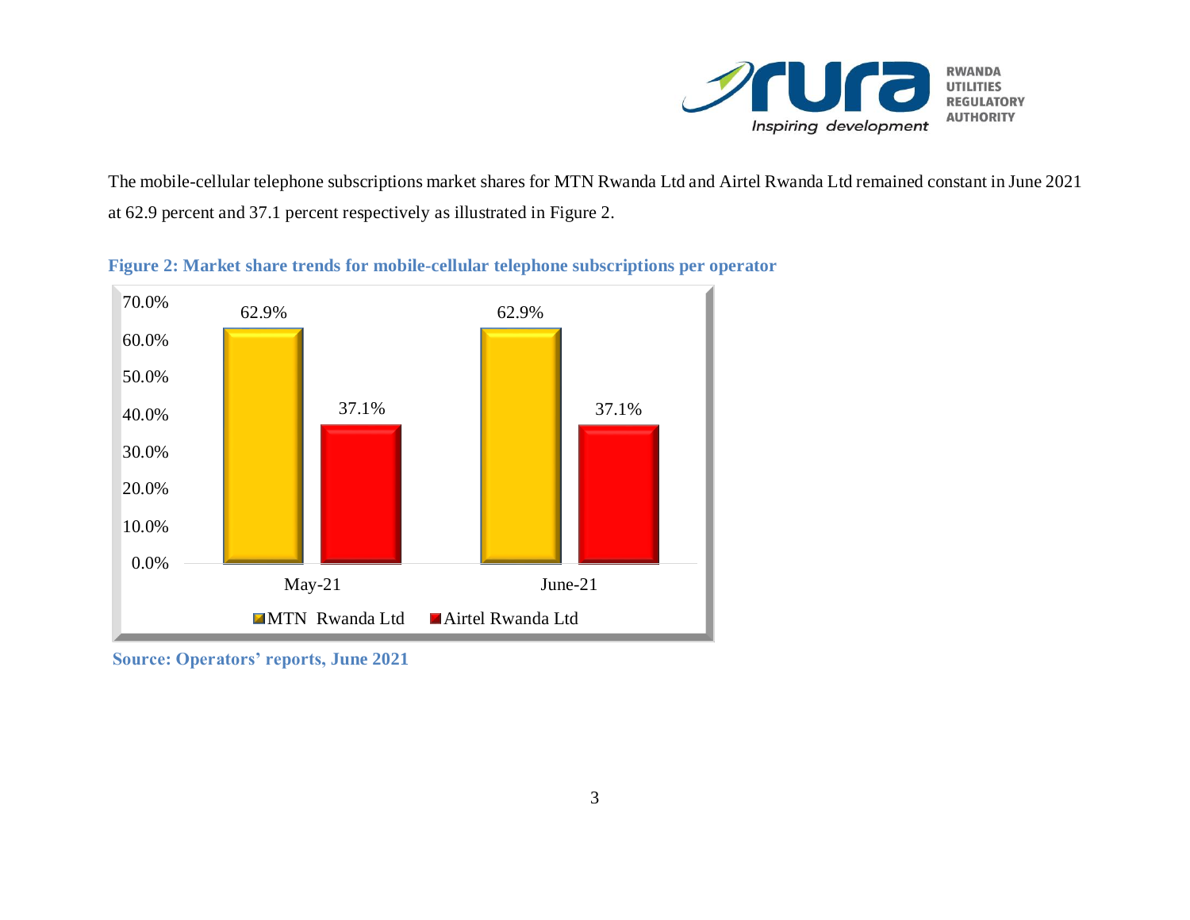The mobile-cellular telephone subscriptions market shares for MTN Rwanda Ltd and Airtel Rwanda Ltd remained constant in June 2021 at 62.9 percent and 37.1 percent respectively as illustrated in Figure 2.

**Figure 2: Market share trends for mobile-cellular telephone subscriptions per operator**

| | May-21 | June-21 |
|---|---|---|
| MTN Rwanda Ltd | 62.9% | 62.9% |
| Airtel Rwanda Ltd | 37.1% | 37.1% |

**Source: Operators' reports, June 2021**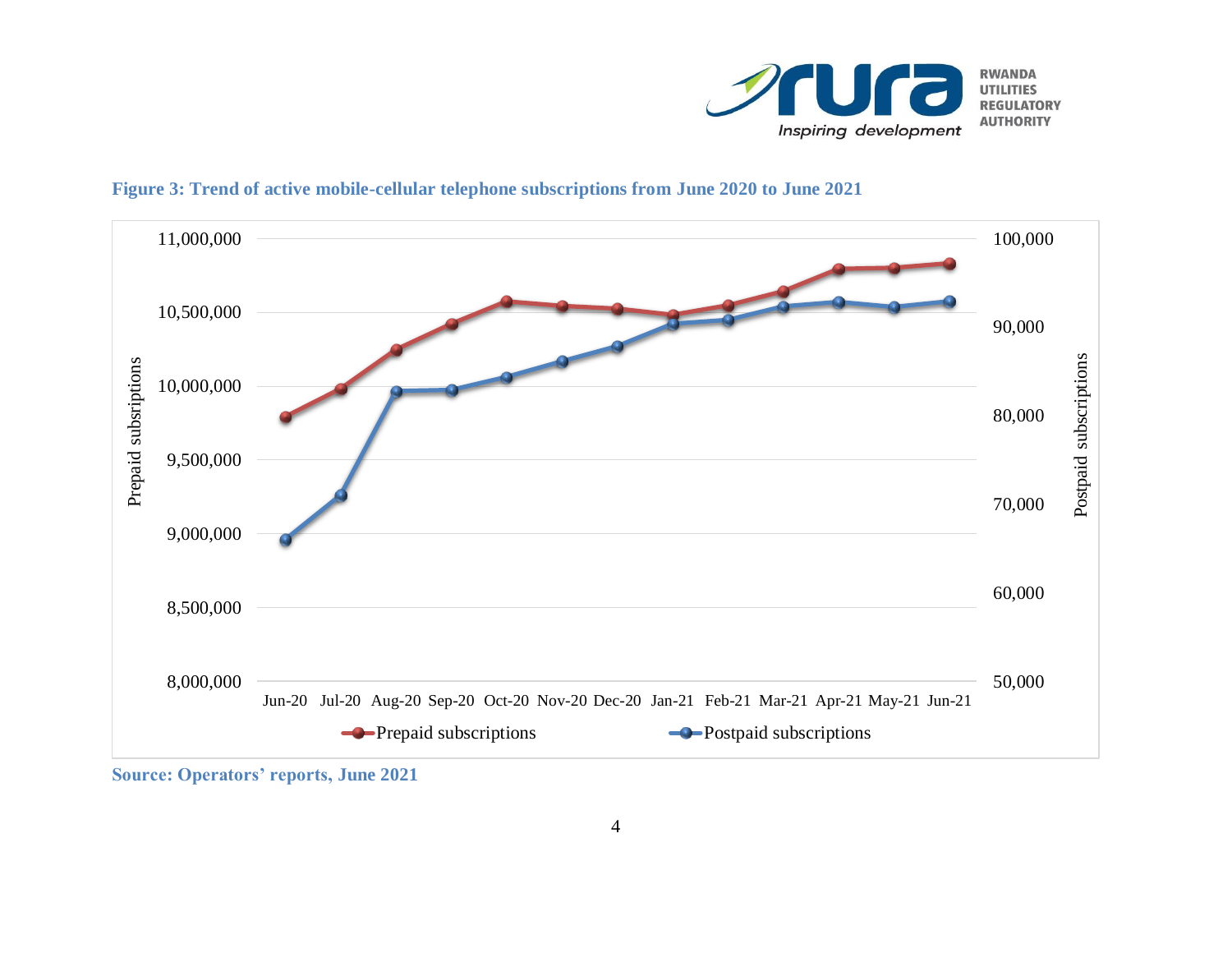**Figure 3: Trend of active mobile-cellular telephone subscriptions from June 2020 to June 2021**

11,000,000
10,500,000
10,000,000
9,500,000
9,000,000
8,500,000
8,000,000

Prepaid subsriptions

100,000
90,000
80,000
70,000
60,000
50,000

Postpaid subscriptions

Jun-20 Jul-20 Aug-20 Sep-20 Oct-20 Nov-20 Dec-20 Jan-21 Feb-21 Mar-21 Apr-21 May-21 Jun-21

Prepaid subscriptions
Postpaid subscriptions

**Source: Operators' reports, June 2021**